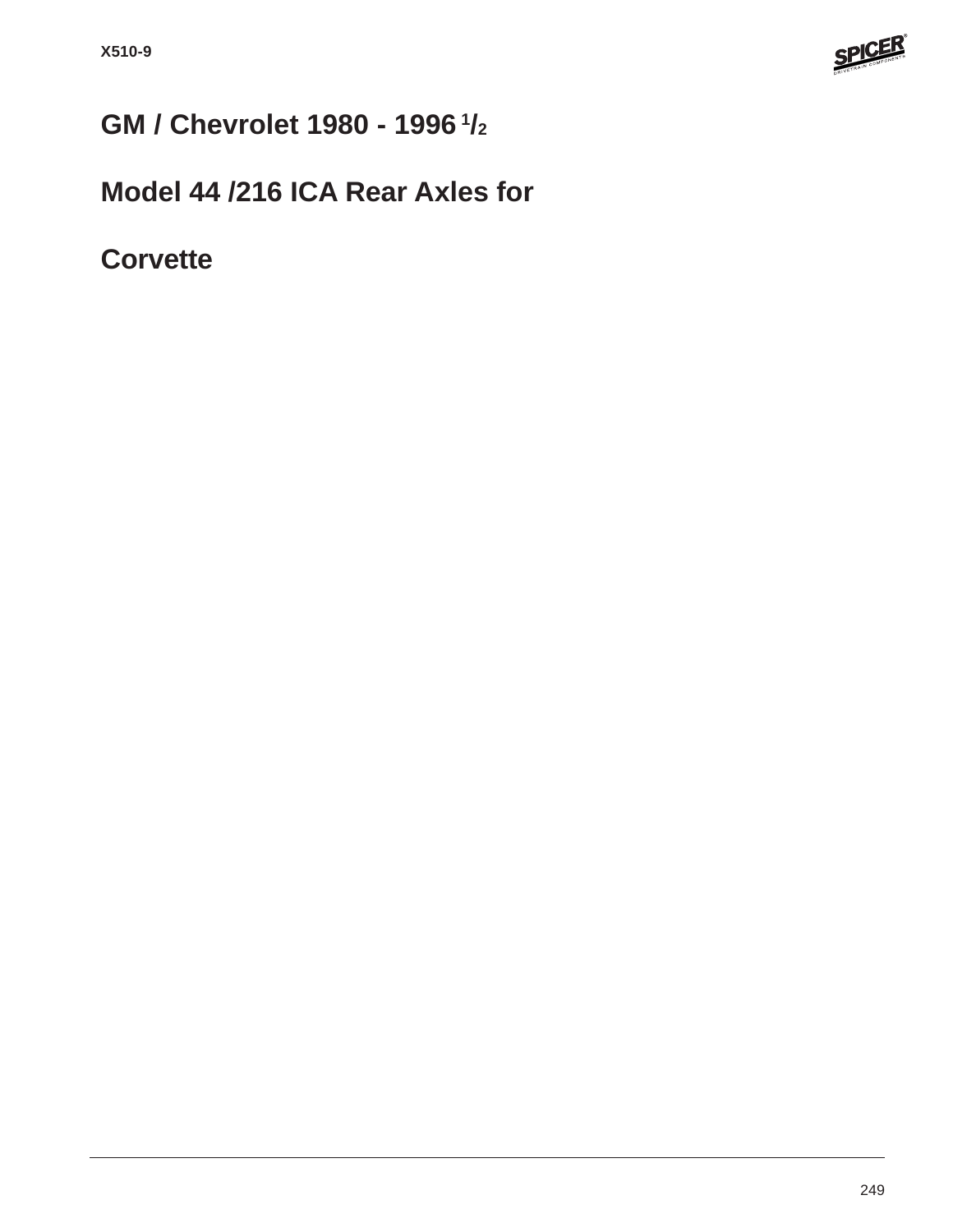# GM / Chevrolet 1980 - 1996 1/2

# Model 44 /216 ICA Rear Axles for

# Corvette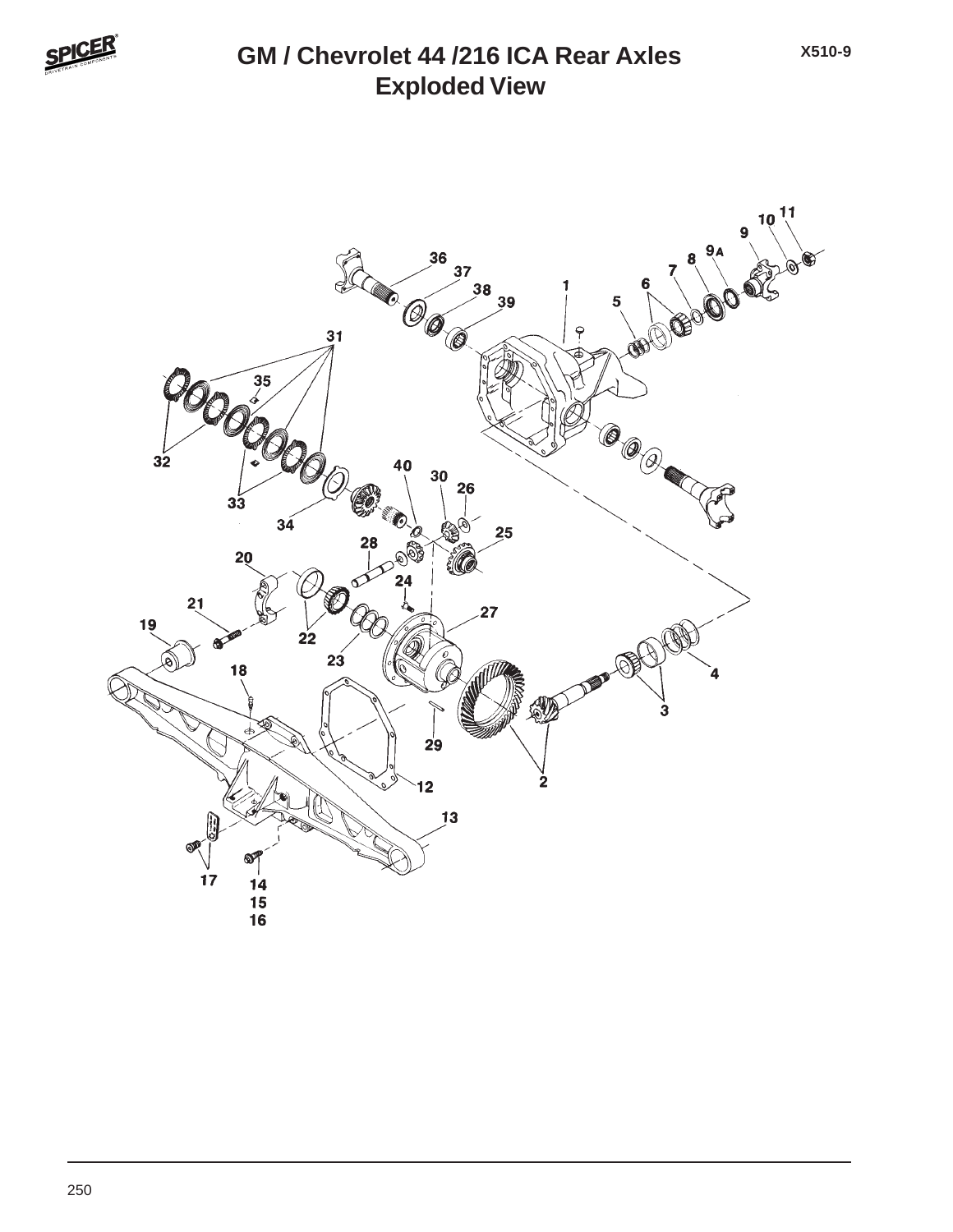# GM / Chevrolet 44 /216 ICA Rear Axles
## Exploded View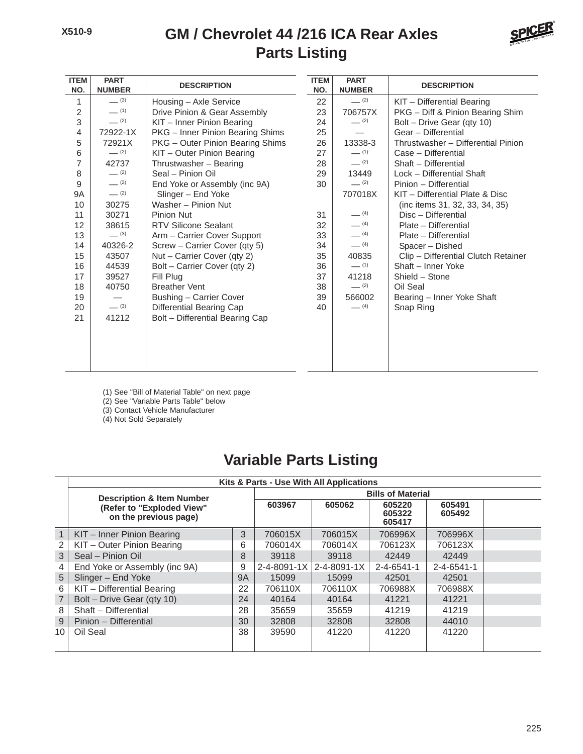# GM / Chevrolet 44 /216 ICA Rear Axles
## Parts Listing

| ITEM NO. | PART NUMBER | DESCRIPTION |
|---|---|---|
| 1 | — [3] | Housing – Axle Service |
| 2 | — [1] | Drive Pinion & Gear Assembly |
| 3 | — [2] | KIT – Inner Pinion Bearing |
| 4 | 72922-1X | PKG – Inner Pinion Bearing Shims |
| 5 | 72921X | PKG – Outer Pinion Bearing Shims |
| 6 | — [2] | KIT – Outer Pinion Bearing |
| 7 | 42737 | Thrustwasher – Bearing |
| 8 | — [2] | Seal – Pinion Oil |
| 9 | — [2] | End Yoke or Assembly (inc 9A) |
| 9A | — [2] | Slinger – End Yoke |
| 10 | 30275 | Washer – Pinion Nut |
| 11 | 30271 | Pinion Nut |
| 12 | 38615 | RTV Silicone Sealant |
| 13 | — [3] | Arm – Carrier Cover Support |
| 14 | 40326-2 | Screw – Carrier Cover (qty 5) |
| 15 | 43507 | Nut – Carrier Cover (qty 2) |
| 16 | 44539 | Bolt – Carrier Cover (qty 2) |
| 17 | 39527 | Fill Plug |
| 18 | 40750 | Breather Vent |
| 19 | — | Bushing – Carrier Cover |
| 20 | — [3] | Differential Bearing Cap |
| 21 | 41212 | Bolt – Differential Bearing Cap |
| 22 | — [2] | KIT – Differential Bearing |
| 23 | 706757X | PKG – Diff & Pinion Bearing Shim |
| 24 | — [2] | Bolt – Drive Gear (qty 10) |
| 25 | — | Gear – Differential |
| 26 | 13338-3 | Thrustwasher – Differential Pinion |
| 27 | — [1] | Case – Differential |
| 28 | — [2] | Shaft – Differential |
| 29 | 13449 | Lock – Differential Shaft |
| 30 | — [2] | Pinion – Differential |
| | 707018X | KIT – Differential Plate & Disc (inc items 31, 32, 33, 34, 35) |
| 31 | — [4] | Disc – Differential |
| 32 | — [4] | Plate – Differential |
| 33 | — [4] | Plate – Differential |
| 34 | — [4] | Spacer – Dished |
| 35 | 40835 | Clip – Differential Clutch Retainer |
| 36 | — [1] | Shaft – Inner Yoke |
| 37 | 41218 | Shield – Stone |
| 38 | — [2] | Oil Seal |
| 39 | 566002 | Bearing – Inner Yoke Shaft |
| 40 | — [4] | Snap Ring |

(1) See "Bill of Material Table" on next page
(2) See "Variable Parts Table" below
(3) Contact Vehicle Manufacturer
(4) Not Sold Separately

## Variable Parts Listing

| | Kits & Parts - Use With All Applications | | | | | | |
|---|---|---|---|---|---|---|---|
| | Description & Item Number (Refer to "Exploded View" on the previous page) | | Bills of Material | | | | |
| | | | 603967 | 605062 | 605220 605322 605417 | 605491 605492 | |
| 1 | KIT – Inner Pinion Bearing | 3 | 706015X | 706015X | 706996X | 706996X | |
| 2 | KIT – Outer Pinion Bearing | 6 | 706014X | 706014X | 706123X | 706123X | |
| 3 | Seal – Pinion Oil | 8 | 39118 | 39118 | 42449 | 42449 | |
| 4 | End Yoke or Assembly (inc 9A) | 9 | 2-4-8091-1X | 2-4-8091-1X | 2-4-6541-1 | 2-4-6541-1 | |
| 5 | Slinger – End Yoke | 9A | 15099 | 15099 | 42501 | 42501 | |
| 6 | KIT – Differential Bearing | 22 | 706110X | 706110X | 706988X | 706988X | |
| 7 | Bolt – Drive Gear (qty 10) | 24 | 40164 | 40164 | 41221 | 41221 | |
| 8 | Shaft – Differential | 28 | 35659 | 35659 | 41219 | 41219 | |
| 9 | Pinion – Differential | 30 | 32808 | 32808 | 32808 | 44010 | |
| 10 | Oil Seal | 38 | 39590 | 41220 | 41220 | 41220 | |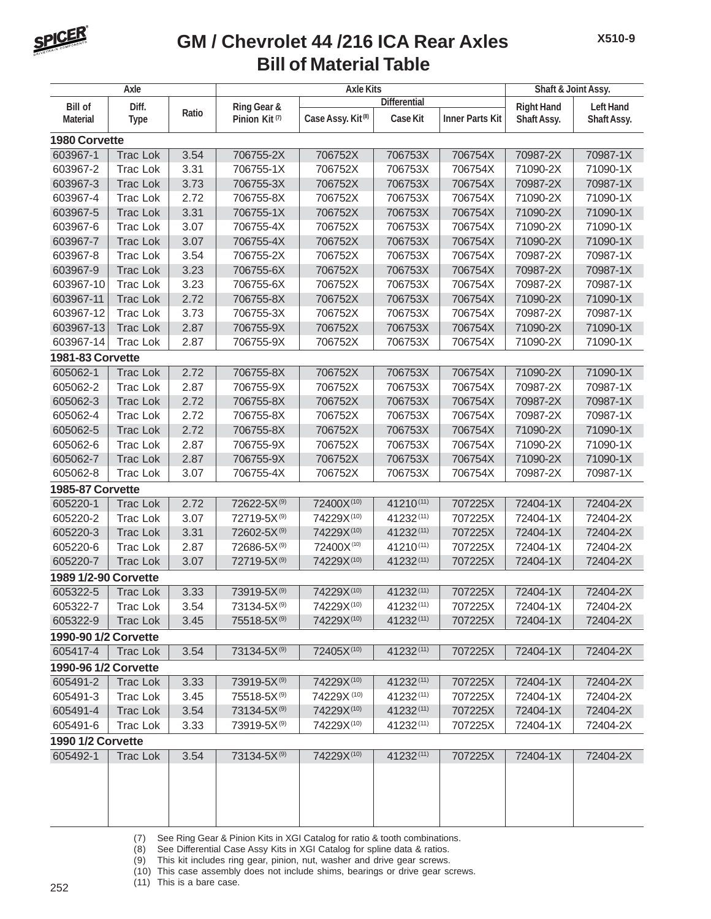# GM / Chevrolet 44 /216 ICA Rear Axles
## Bill of Material Table

| Axle | | | Axle Kits | | | | Shaft & Joint Assy. | |
|---|---|---|---|---|---|---|---|---|
| | | | | Differential | | | | |
| Bill of Material | Diff. Type | Ratio | Ring Gear & Pinion Kit (7) | Case Assy. Kit (8) | Case Kit | Inner Parts Kit | Right Hand Shaft Assy. | Left Hand Shaft Assy. |
| **1980 Corvette** | | | | | | | | |
| 603967-1 | Trac Lok | 3.54 | 706755-2X | 706752X | 706753X | 706754X | 70987-2X | 70987-1X |
| 603967-2 | Trac Lok | 3.31 | 706755-1X | 706752X | 706753X | 706754X | 71090-2X | 71090-1X |
| 603967-3 | Trac Lok | 3.73 | 706755-3X | 706752X | 706753X | 706754X | 70987-2X | 70987-1X |
| 603967-4 | Trac Lok | 2.72 | 706755-8X | 706752X | 706753X | 706754X | 71090-2X | 71090-1X |
| 603967-5 | Trac Lok | 3.31 | 706755-1X | 706752X | 706753X | 706754X | 71090-2X | 71090-1X |
| 603967-6 | Trac Lok | 3.07 | 706755-4X | 706752X | 706753X | 706754X | 71090-2X | 71090-1X |
| 603967-7 | Trac Lok | 3.07 | 706755-4X | 706752X | 706753X | 706754X | 71090-2X | 71090-1X |
| 603967-8 | Trac Lok | 3.54 | 706755-2X | 706752X | 706753X | 706754X | 70987-2X | 70987-1X |
| 603967-9 | Trac Lok | 3.23 | 706755-6X | 706752X | 706753X | 706754X | 70987-2X | 70987-1X |
| 603967-10 | Trac Lok | 3.23 | 706755-6X | 706752X | 706753X | 706754X | 70987-2X | 70987-1X |
| 603967-11 | Trac Lok | 2.72 | 706755-8X | 706752X | 706753X | 706754X | 71090-2X | 71090-1X |
| 603967-12 | Trac Lok | 3.73 | 706755-3X | 706752X | 706753X | 706754X | 70987-2X | 70987-1X |
| 603967-13 | Trac Lok | 2.87 | 706755-9X | 706752X | 706753X | 706754X | 71090-2X | 71090-1X |
| 603967-14 | Trac Lok | 2.87 | 706755-9X | 706752X | 706753X | 706754X | 71090-2X | 71090-1X |
| **1981-83 Corvette** | | | | | | | | |
| 605062-1 | Trac Lok | 2.72 | 706755-8X | 706752X | 706753X | 706754X | 71090-2X | 71090-1X |
| 605062-2 | Trac Lok | 2.87 | 706755-9X | 706752X | 706753X | 706754X | 70987-2X | 70987-1X |
| 605062-3 | Trac Lok | 2.72 | 706755-8X | 706752X | 706753X | 706754X | 70987-2X | 70987-1X |
| 605062-4 | Trac Lok | 2.72 | 706755-8X | 706752X | 706753X | 706754X | 70987-2X | 70987-1X |
| 605062-5 | Trac Lok | 2.72 | 706755-8X | 706752X | 706753X | 706754X | 71090-2X | 71090-1X |
| 605062-6 | Trac Lok | 2.87 | 706755-9X | 706752X | 706753X | 706754X | 71090-2X | 71090-1X |
| 605062-7 | Trac Lok | 2.87 | 706755-9X | 706752X | 706753X | 706754X | 71090-2X | 71090-1X |
| 605062-8 | Trac Lok | 3.07 | 706755-4X | 706752X | 706753X | 706754X | 70987-2X | 70987-1X |
| **1985-87 Corvette** | | | | | | | | |
| 605220-1 | Trac Lok | 2.72 | 72622-5X (9) | 72400X (10) | 41210 (11) | 707225X | 72404-1X | 72404-2X |
| 605220-2 | Trac Lok | 3.07 | 72719-5X (9) | 74229X (10) | 41232 (11) | 707225X | 72404-1X | 72404-2X |
| 605220-3 | Trac Lok | 3.31 | 72602-5X (9) | 74229X (10) | 41232 (11) | 707225X | 72404-1X | 72404-2X |
| 605220-6 | Trac Lok | 2.87 | 72686-5X (9) | 72400X (10) | 41210 (11) | 707225X | 72404-1X | 72404-2X |
| 605220-7 | Trac Lok | 3.07 | 72719-5X (9) | 74229X (10) | 41232 (11) | 707225X | 72404-1X | 72404-2X |
| **1989 1/2-90 Corvette** | | | | | | | | |
| 605322-5 | Trac Lok | 3.33 | 73919-5X (9) | 74229X (10) | 41232 (11) | 707225X | 72404-1X | 72404-2X |
| 605322-7 | Trac Lok | 3.54 | 73134-5X (9) | 74229X (10) | 41232 (11) | 707225X | 72404-1X | 72404-2X |
| 605322-9 | Trac Lok | 3.45 | 75518-5X (9) | 74229X (10) | 41232 (11) | 707225X | 72404-1X | 72404-2X |
| **1990-90 1/2 Corvette** | | | | | | | | |
| 605417-4 | Trac Lok | 3.54 | 73134-5X (9) | 72405X (10) | 41232 (11) | 707225X | 72404-1X | 72404-2X |
| **1990-96 1/2 Corvette** | | | | | | | | |
| 605491-2 | Trac Lok | 3.33 | 73919-5X (9) | 74229X (10) | 41232 (11) | 707225X | 72404-1X | 72404-2X |
| 605491-3 | Trac Lok | 3.45 | 75518-5X (9) | 74229X (10) | 41232 (11) | 707225X | 72404-1X | 72404-2X |
| 605491-4 | Trac Lok | 3.54 | 73134-5X (9) | 74229X (10) | 41232 (11) | 707225X | 72404-1X | 72404-2X |
| 605491-6 | Trac Lok | 3.33 | 73919-5X (9) | 74229X (10) | 41232 (11) | 707225X | 72404-1X | 72404-2X |
| **1990 1/2 Corvette** | | | | | | | | |
| 605492-1 | Trac Lok | 3.54 | 73134-5X (9) | 74229X (10) | 41232 (11) | 707225X | 72404-1X | 72404-2X |

(7) See Ring Gear & Pinion Kits in XGI Catalog for ratio & tooth combinations.
(8) See Differential Case Assy Kits in XGI Catalog for spline data & ratios.
(9) This kit includes ring gear, pinion, nut, washer and drive gear screws.
(10) This case assembly does not include shims, bearings or drive gear screws.
(11) This is a bare case.